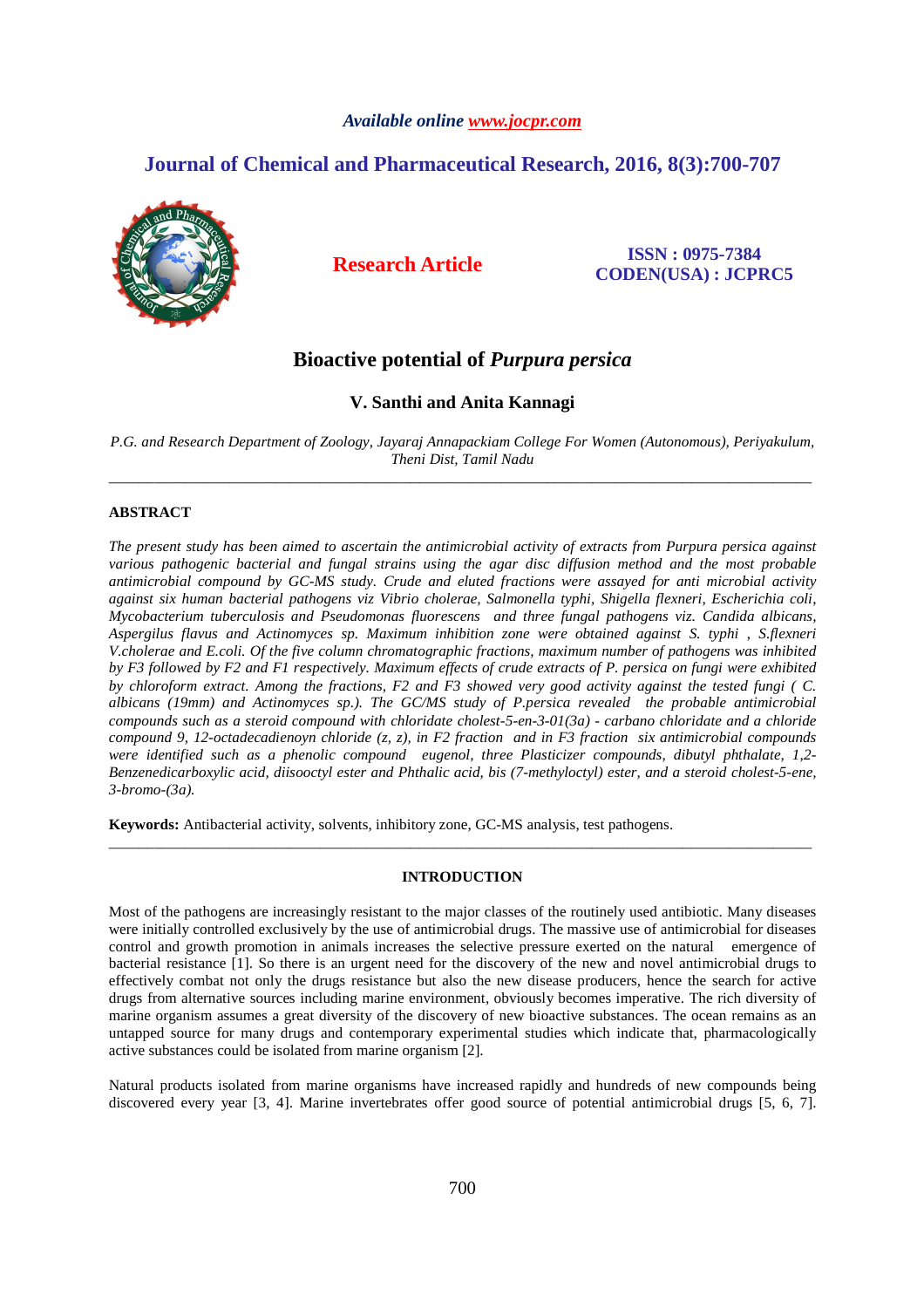Available online www.jocpr.com

# Journal of Chemical and Pharmaceutical Research, 2016, 8(3):700-707

**Research Article**

**ISSN : 0975-7384**
**CODEN(USA) : JCPRC5**

# Bioactive potential of *Purpura persica*

**V. Santhi and Anita Kannagi**

*P.G. and Research Department of Zoology, Jayaraj Annapackiam College For Women (Autonomous), Periyakulum, Theni Dist, Tamil Nadu*

---

## ABSTRACT

*The present study has been aimed to ascertain the antimicrobial activity of extracts from Purpura persica against various pathogenic bacterial and fungal strains using the agar disc diffusion method and the most probable antimicrobial compound by GC-MS study. Crude and eluted fractions were assayed for anti microbial activity against six human bacterial pathogens viz Vibrio cholerae, Salmonella typhi, Shigella flexneri, Escherichia coli, Mycobacterium tuberculosis and Pseudomonas fluorescens and three fungal pathogens viz. Candida albicans, Aspergilus flavus and Actinomyces sp. Maximum inhibition zone were obtained against S. typhi , S.flexneri V.cholerae and E.coli. Of the five column chromatographic fractions, maximum number of pathogens was inhibited by F3 followed by F2 and F1 respectively. Maximum effects of crude extracts of P. persica on fungi were exhibited by chloroform extract. Among the fractions, F2 and F3 showed very good activity against the tested fungi ( C. albicans (19mm) and Actinomyces sp.). The GC/MS study of P.persica revealed the probable antimicrobial compounds such as a steroid compound with chloridate cholest-5-en-3-01(3a) - carbano chloridate and a chloride compound 9, 12-octadecadienoyn chloride (z, z), in F2 fraction and in F3 fraction six antimicrobial compounds were identified such as a phenolic compound eugenol, three Plasticizer compounds, dibutyl phthalate, 1,2-Benzenedicarboxylic acid, diisooctyl ester and Phthalic acid, bis (7-methyloctyl) ester, and a steroid cholest-5-ene, 3-bromo-(3a).*

**Keywords:** Antibacterial activity, solvents, inhibitory zone, GC-MS analysis, test pathogens.

---

## INTRODUCTION

Most of the pathogens are increasingly resistant to the major classes of the routinely used antibiotic. Many diseases were initially controlled exclusively by the use of antimicrobial drugs. The massive use of antimicrobial for diseases control and growth promotion in animals increases the selective pressure exerted on the natural emergence of bacterial resistance [1]. So there is an urgent need for the discovery of the new and novel antimicrobial drugs to effectively combat not only the drugs resistance but also the new disease producers, hence the search for active drugs from alternative sources including marine environment, obviously becomes imperative. The rich diversity of marine organism assumes a great diversity of the discovery of new bioactive substances. The ocean remains as an untapped source for many drugs and contemporary experimental studies which indicate that, pharmacologically active substances could be isolated from marine organism [2].

Natural products isolated from marine organisms have increased rapidly and hundreds of new compounds being discovered every year [3, 4]. Marine invertebrates offer good source of potential antimicrobial drugs [5, 6, 7].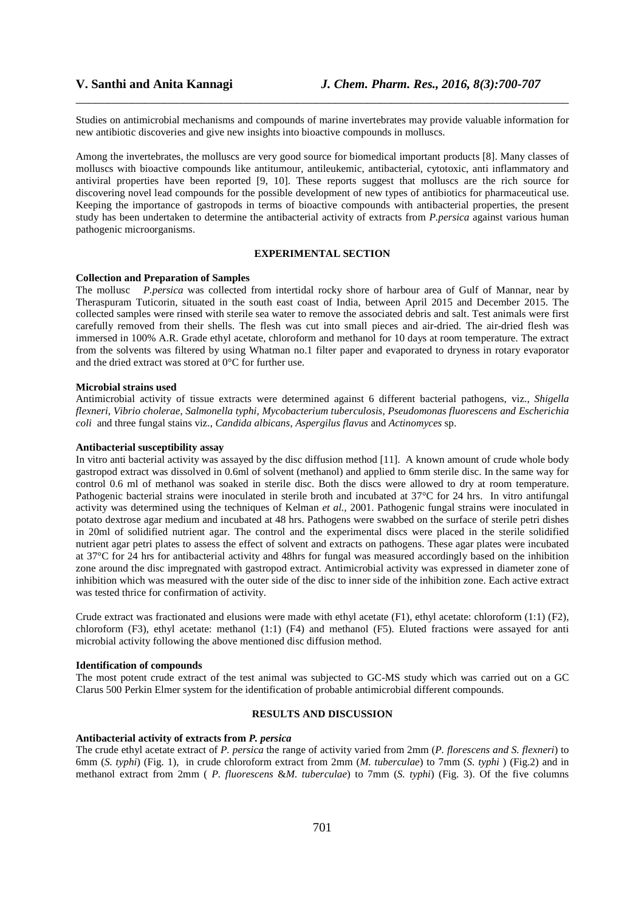Studies on antimicrobial mechanisms and compounds of marine invertebrates may provide valuable information for new antibiotic discoveries and give new insights into bioactive compounds in molluscs.

Among the invertebrates, the molluscs are very good source for biomedical important products [8]. Many classes of molluscs with bioactive compounds like antitumour, antileukemic, antibacterial, cytotoxic, anti inflammatory and antiviral properties have been reported [9, 10]. These reports suggest that molluscs are the rich source for discovering novel lead compounds for the possible development of new types of antibiotics for pharmaceutical use. Keeping the importance of gastropods in terms of bioactive compounds with antibacterial properties, the present study has been undertaken to determine the antibacterial activity of extracts from *P.persica* against various human pathogenic microorganisms.

## EXPERIMENTAL SECTION

**Collection and Preparation of Samples**

The mollusc *P.persica* was collected from intertidal rocky shore of harbour area of Gulf of Mannar, near by Theraspuram Tuticorin, situated in the south east coast of India, between April 2015 and December 2015. The collected samples were rinsed with sterile sea water to remove the associated debris and salt. Test animals were first carefully removed from their shells. The flesh was cut into small pieces and air-dried. The air-dried flesh was immersed in 100% A.R. Grade ethyl acetate, chloroform and methanol for 10 days at room temperature. The extract from the solvents was filtered by using Whatman no.1 filter paper and evaporated to dryness in rotary evaporator and the dried extract was stored at 0°C for further use.

**Microbial strains used**

Antimicrobial activity of tissue extracts were determined against 6 different bacterial pathogens, viz., *Shigella flexneri, Vibrio cholerae, Salmonella typhi, Mycobacterium tuberculosis, Pseudomonas fluorescens and Escherichia coli* and three fungal stains viz., *Candida albicans, Aspergilus flavus* and *Actinomyces* sp.

**Antibacterial susceptibility assay**

In vitro anti bacterial activity was assayed by the disc diffusion method [11]. A known amount of crude whole body gastropod extract was dissolved in 0.6ml of solvent (methanol) and applied to 6mm sterile disc. In the same way for control 0.6 ml of methanol was soaked in sterile disc. Both the discs were allowed to dry at room temperature. Pathogenic bacterial strains were inoculated in sterile broth and incubated at 37°C for 24 hrs. In vitro antifungal activity was determined using the techniques of Kelman *et al.*, 2001. Pathogenic fungal strains were inoculated in potato dextrose agar medium and incubated at 48 hrs. Pathogens were swabbed on the surface of sterile petri dishes in 20ml of solidified nutrient agar. The control and the experimental discs were placed in the sterile solidified nutrient agar petri plates to assess the effect of solvent and extracts on pathogens. These agar plates were incubated at 37°C for 24 hrs for antibacterial activity and 48hrs for fungal was measured accordingly based on the inhibition zone around the disc impregnated with gastropod extract. Antimicrobial activity was expressed in diameter zone of inhibition which was measured with the outer side of the disc to inner side of the inhibition zone. Each active extract was tested thrice for confirmation of activity.

Crude extract was fractionated and elusions were made with ethyl acetate (F1), ethyl acetate: chloroform (1:1) (F2), chloroform (F3), ethyl acetate: methanol (1:1) (F4) and methanol (F5). Eluted fractions were assayed for anti microbial activity following the above mentioned disc diffusion method.

**Identification of compounds**

The most potent crude extract of the test animal was subjected to GC-MS study which was carried out on a GC Clarus 500 Perkin Elmer system for the identification of probable antimicrobial different compounds.

## RESULTS AND DISCUSSION

**Antibacterial activity of extracts from *P. persica***

The crude ethyl acetate extract of *P. persica* the range of activity varied from 2mm (*P. florescens and S. flexneri*) to 6mm (*S. typhi*) (Fig. 1), in crude chloroform extract from 2mm (*M. tuberculae*) to 7mm (*S. typhi* ) (Fig.2) and in methanol extract from 2mm ( *P. fluorescens* &*M. tuberculae*) to 7mm (*S. typhi*) (Fig. 3). Of the five columns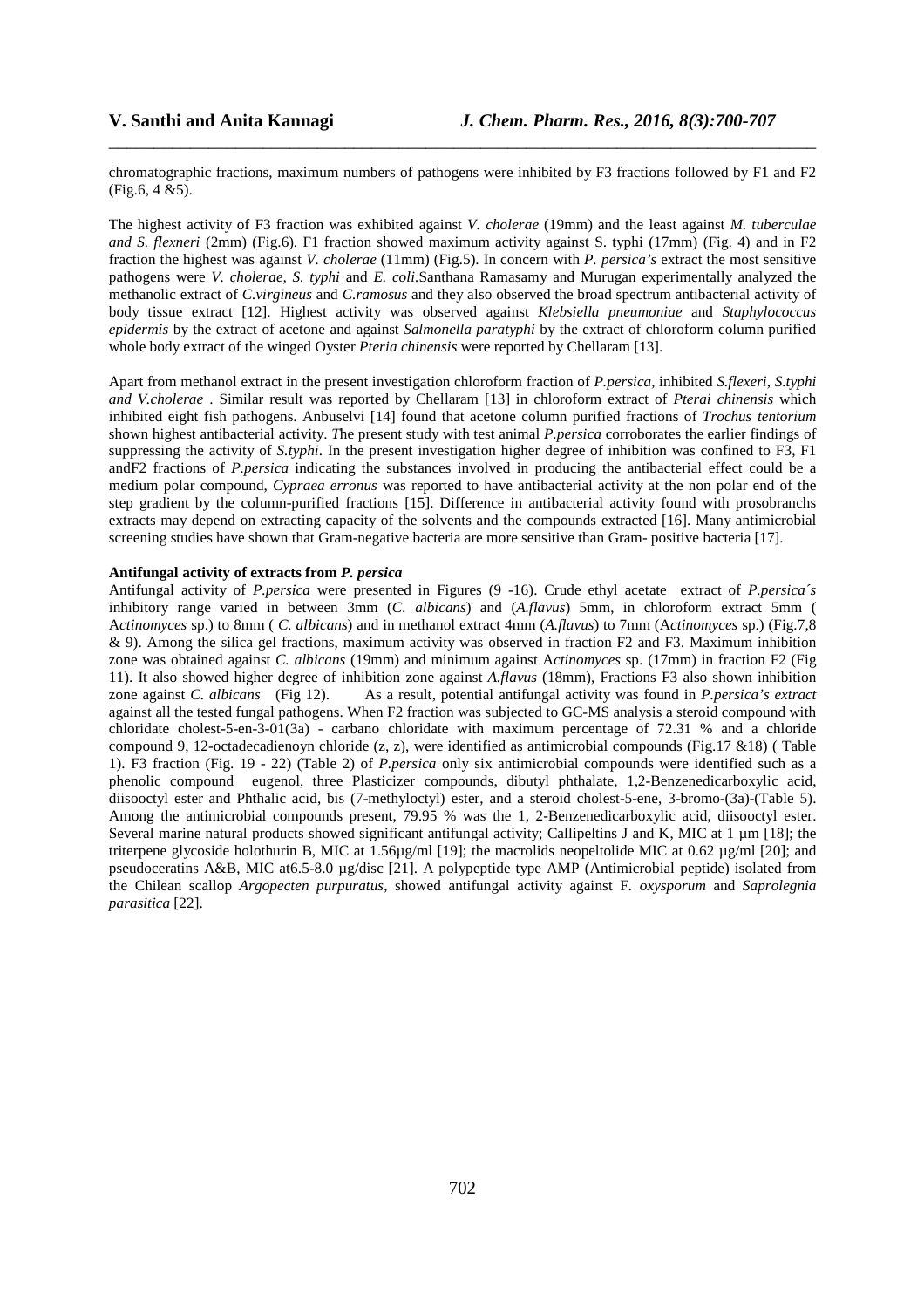chromatographic fractions, maximum numbers of pathogens were inhibited by F3 fractions followed by F1 and F2 (Fig.6, 4 &5).

The highest activity of F3 fraction was exhibited against *V. cholerae* (19mm) and the least against *M. tuberculae and S. flexneri* (2mm) (Fig.6). F1 fraction showed maximum activity against S. typhi (17mm) (Fig. 4) and in F2 fraction the highest was against *V. cholerae* (11mm) (Fig.5). In concern with *P. persica's* extract the most sensitive pathogens were *V. cholerae, S. typhi* and *E. coli*.Santhana Ramasamy and Murugan experimentally analyzed the methanolic extract of *C.virgineus* and *C.ramosus* and they also observed the broad spectrum antibacterial activity of body tissue extract [12]. Highest activity was observed against *Klebsiella pneumoniae* and *Staphylococcus epidermis* by the extract of acetone and against *Salmonella paratyphi* by the extract of chloroform column purified whole body extract of the winged Oyster *Pteria chinensis* were reported by Chellaram [13].

Apart from methanol extract in the present investigation chloroform fraction of *P.persica*, inhibited *S.flexeri, S.typhi and V.cholerae* . Similar result was reported by Chellaram [13] in chloroform extract of *Pterai chinensis* which inhibited eight fish pathogens. Anbuselvi [14] found that acetone column purified fractions of *Trochus tentorium* shown highest antibacterial activity. *T*he present study with test animal *P.persica* corroborates the earlier findings of suppressing the activity of *S.typhi*. In the present investigation higher degree of inhibition was confined to F3, F1 andF2 fractions of *P.persica* indicating the substances involved in producing the antibacterial effect could be a medium polar compound, *Cypraea erronus* was reported to have antibacterial activity at the non polar end of the step gradient by the column-purified fractions [15]. Difference in antibacterial activity found with prosobranchs extracts may depend on extracting capacity of the solvents and the compounds extracted [16]. Many antimicrobial screening studies have shown that Gram-negative bacteria are more sensitive than Gram- positive bacteria [17].

**Antifungal activity of extracts from *P. persica***

Antifungal activity of *P.persica* were presented in Figures (9 -16). Crude ethyl acetate extract of *P.persica´s* inhibitory range varied in between 3mm (*C. albicans*) and (*A.flavus*) 5mm, in chloroform extract 5mm ( A*ctinomyces* sp.) to 8mm ( *C. albicans*) and in methanol extract 4mm (*A.flavus*) to 7mm (A*ctinomyces* sp.) (Fig.7,8 & 9). Among the silica gel fractions, maximum activity was observed in fraction F2 and F3. Maximum inhibition zone was obtained against *C. albicans* (19mm) and minimum against A*ctinomyces* sp. (17mm) in fraction F2 (Fig 11). It also showed higher degree of inhibition zone against *A.flavus* (18mm), Fractions F3 also shown inhibition zone against *C. albicans* (Fig 12). As a result, potential antifungal activity was found in *P.persica's extract* against all the tested fungal pathogens. When F2 fraction was subjected to GC-MS analysis a steroid compound with chloridate cholest-5-en-3-01(3a) - carbano chloridate with maximum percentage of 72.31 % and a chloride compound 9, 12-octadecadienoyn chloride (z, z), were identified as antimicrobial compounds (Fig.17 &18) ( Table 1). F3 fraction (Fig. 19 - 22) (Table 2) of *P.persica* only six antimicrobial compounds were identified such as a phenolic compound eugenol, three Plasticizer compounds, dibutyl phthalate, 1,2-Benzenedicarboxylic acid, diisooctyl ester and Phthalic acid, bis (7-methyloctyl) ester, and a steroid cholest-5-ene, 3-bromo-(3a)-(Table 5). Among the antimicrobial compounds present, 79.95 % was the 1, 2-Benzenedicarboxylic acid, diisooctyl ester. Several marine natural products showed significant antifungal activity; Callipeltins J and K, MIC at 1 µm [18]; the triterpene glycoside holothurin B, MIC at 1.56µg/ml [19]; the macrolids neopeltolide MIC at 0.62 µg/ml [20]; and pseudoceratins A&B, MIC at6.5-8.0 µg/disc [21]. A polypeptide type AMP (Antimicrobial peptide) isolated from the Chilean scallop *Argopecten purpuratus*, showed antifungal activity against F. *oxysporum* and *Saprolegnia parasitica* [22].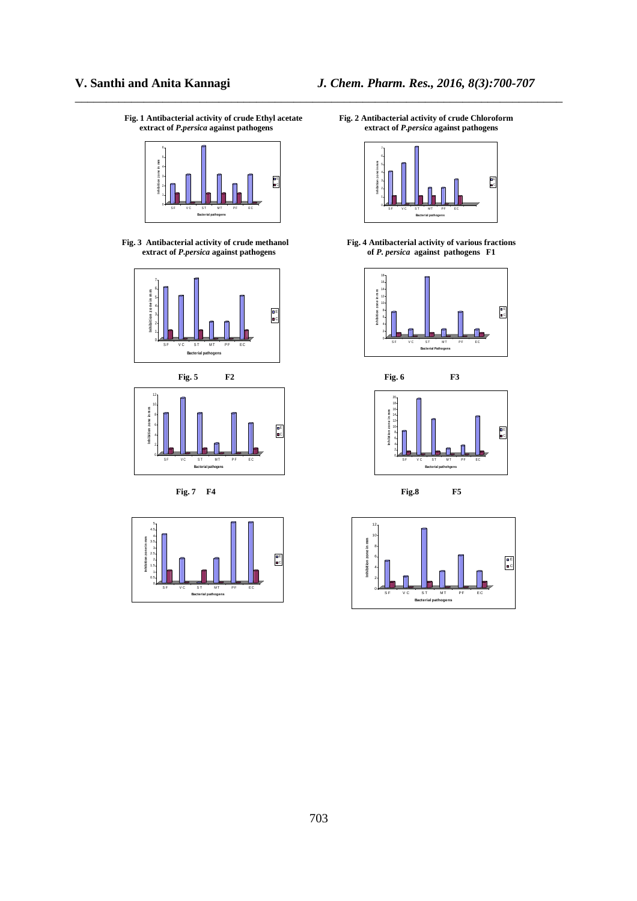**Fig. 1 Antibacterial activity of crude Ethyl acetate extract of *P.persica* against pathogens**

**Fig. 2 Antibacterial activity of crude Chloroform extract of *P.persica* against pathogens**

**Fig. 3 Antibacterial activity of crude methanol extract of *P.persica* against pathogens**

**Fig. 4 Antibacterial activity of various fractions of *P. persica* against pathogens F1**

**Fig. 5 F2**

**Fig. 6 F3**

**Fig. 7 F4**

**Fig.8 F5**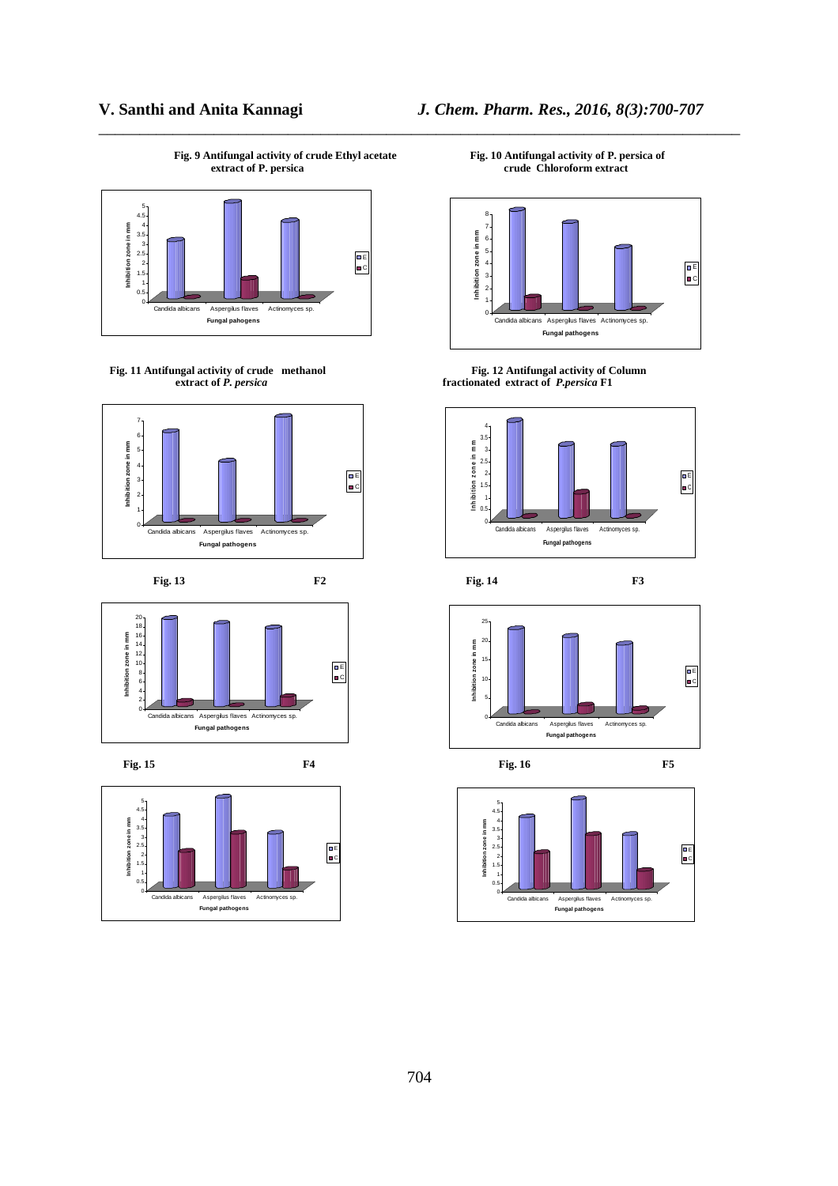Fig. 9 Antifungal activity of crude Ethyl acetate extract of P. persica

Fig. 10 Antifungal activity of P. persica of crude Chloroform extract

Fig. 11 Antifungal activity of crude methanol extract of *P. persica*

Fig. 12 Antifungal activity of Column fractionated extract of *P.persica* F1

Fig. 13 F2

Fig. 14 F3

Fig. 15 F4

Fig. 16 F5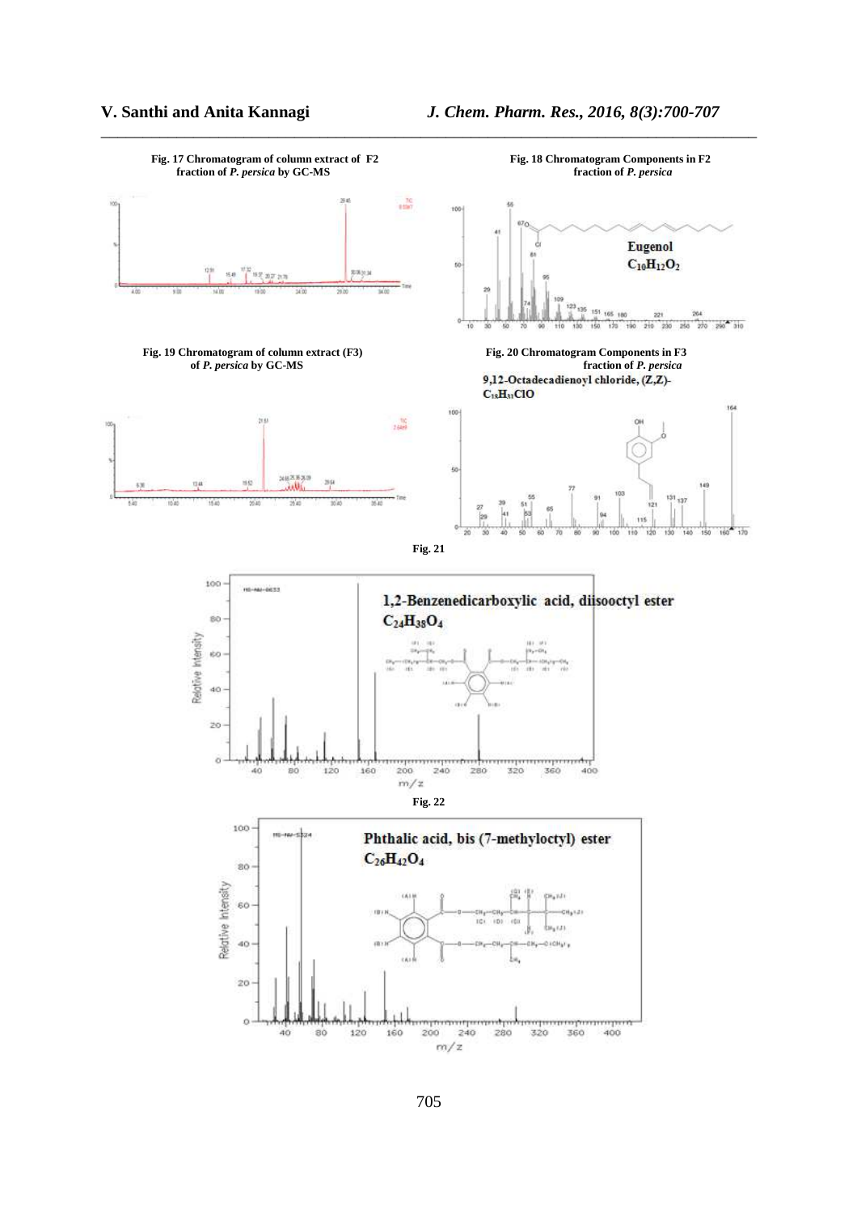**Fig. 17 Chromatogram of column extract of F2 fraction of *P. persica* by GC-MS**

**Fig. 18 Chromatogram Components in F2 fraction of *P. persica***

**Eugenol**
**$C_{10}H_{12}O_2$**

**Fig. 19 Chromatogram of column extract (F3) of *P. persica* by GC-MS**

**Fig. 20 Chromatogram Components in F3 fraction of *P. persica***

**9,12-Octadecadienoyl chloride, (Z,Z)-**
**$C_{18}H_{31}ClO$**

**Fig. 21**

**1,2-Benzenedicarboxylic acid, diisooctyl ester**
**$C_{24}H_{38}O_4$**

**Fig. 22**

**Phthalic acid, bis (7-methyloctyl) ester**
**$C_{26}H_{42}O_4$**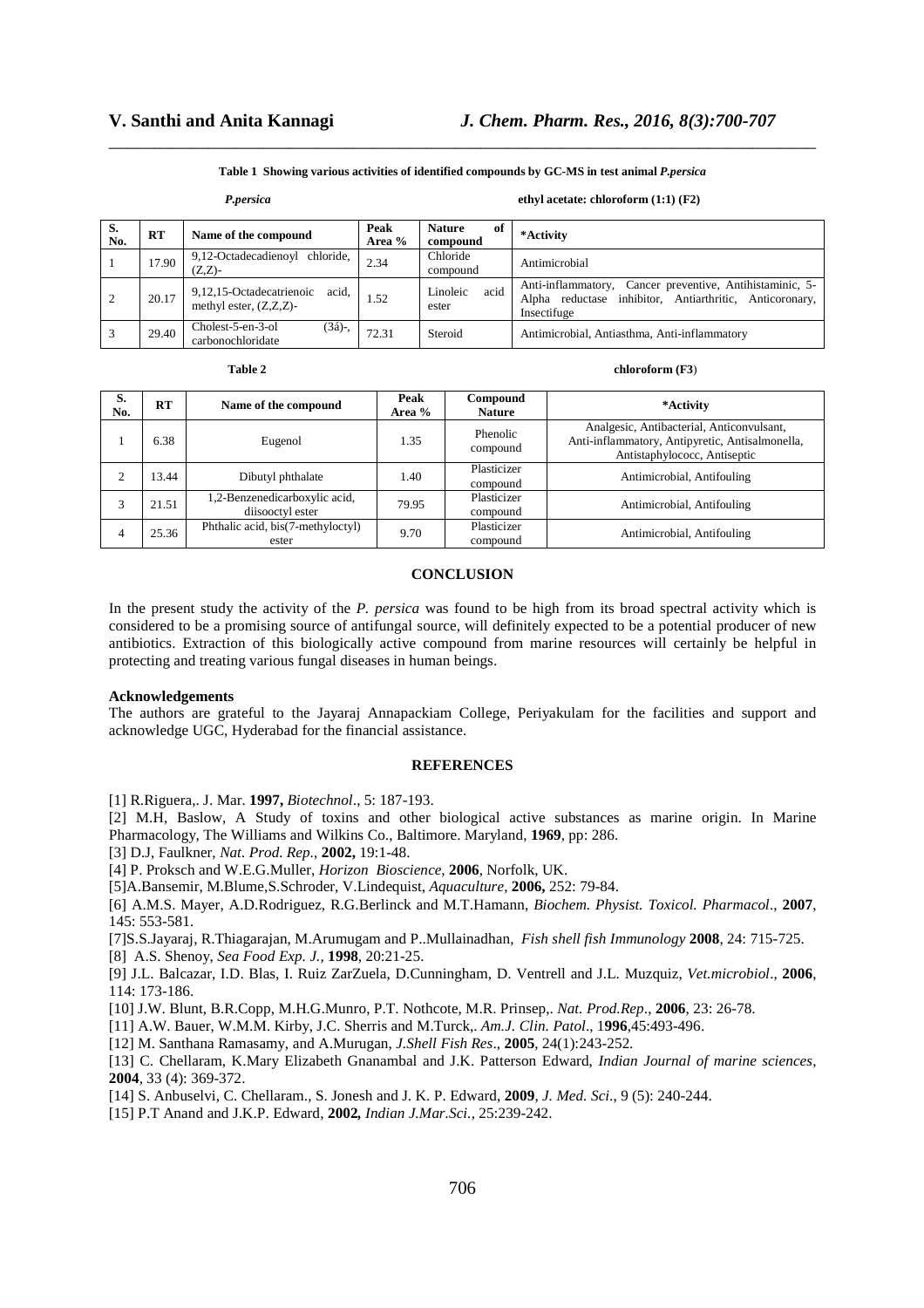**Table 1 Showing various activities of identified compounds by GC-MS in test animal *P.persica***

***P.persica*** **ethyl acetate: chloroform (1:1) (F2)**

| S. No. | RT | Name of the compound | Peak Area % | Nature of compound | *Activity |
|---|---|---|---|---|---|
| 1 | 17.90 | 9,12-Octadecadienoyl chloride, (Z,Z)- | 2.34 | Chloride compound | Antimicrobial |
| 2 | 20.17 | 9,12,15-Octadecatrienoic acid, methyl ester, (Z,Z,Z)- | 1.52 | Linoleic acid ester | Anti-inflammatory, Cancer preventive, Antihistaminic, 5-Alpha reductase inhibitor, Antiarthritic, Anticoronary, Insectifuge |
| 3 | 29.40 | Cholest-5-en-3-ol (3á)-, carbonochloridate | 72.31 | Steroid | Antimicrobial, Antiasthma, Anti-inflammatory |

**Table 2** **chloroform (F3)**

| S. No. | RT | Name of the compound | Peak Area % | Compound Nature | *Activity |
|---|---|---|---|---|---|
| 1 | 6.38 | Eugenol | 1.35 | Phenolic compound | Analgesic, Antibacterial, Anticonvulsant, Anti-inflammatory, Antipyretic, Antisalmonella, Antistaphylococc, Antiseptic |
| 2 | 13.44 | Dibutyl phthalate | 1.40 | Plasticizer compound | Antimicrobial, Antifouling |
| 3 | 21.51 | 1,2-Benzenedicarboxylic acid, diisooctyl ester | 79.95 | Plasticizer compound | Antimicrobial, Antifouling |
| 4 | 25.36 | Phthalic acid, bis(7-methyloctyl) ester | 9.70 | Plasticizer compound | Antimicrobial, Antifouling |

## CONCLUSION

In the present study the activity of the *P. persica* was found to be high from its broad spectral activity which is considered to be a promising source of antifungal source, will definitely expected to be a potential producer of new antibiotics. Extraction of this biologically active compound from marine resources will certainly be helpful in protecting and treating various fungal diseases in human beings.

### Acknowledgements

The authors are grateful to the Jayaraj Annapackiam College, Periyakulam for the facilities and support and acknowledge UGC, Hyderabad for the financial assistance.

## REFERENCES

[1] R.Riguera,. J. Mar. **1997,** *Biotechnol*., 5: 187-193.

[2] M.H, Baslow, A Study of toxins and other biological active substances as marine origin. In Marine Pharmacology, The Williams and Wilkins Co., Baltimore. Maryland, **1969**, pp: 286.

[3] D.J, Faulkner, *Nat. Prod. Rep.*, **2002,** 19:1-48.

[4] P. Proksch and W.E.G.Muller, *Horizon Bioscience*, **2006**, Norfolk, UK.

[5]A.Bansemir, M.Blume,S.Schroder, V.Lindequist, *Aquaculture*, **2006,** 252: 79-84.

[6] A.M.S. Mayer, A.D.Rodriguez, R.G.Berlinck and M.T.Hamann, *Biochem. Physist. Toxicol. Pharmacol*., **2007**, 145: 553-581.

[7]S.S.Jayaraj, R.Thiagarajan, M.Arumugam and P..Mullainadhan, *Fish shell fish Immunology* **2008**, 24: 715-725.

[8] A.S. Shenoy, *Sea Food Exp. J.,* **1998**, 20:21-25.

[9] J.L. Balcazar, I.D. Blas, I. Ruiz ZarZuela, D.Cunningham, D. Ventrell and J.L. Muzquiz, *Vet.microbiol*., **2006**, 114: 173-186.

[10] J.W. Blunt, B.R.Copp, M.H.G.Munro, P.T. Nothcote, M.R. Prinsep,. *Nat. Prod.Rep*., **2006**, 23: 26-78.

[11] A.W. Bauer, W.M.M. Kirby, J.C. Sherris and M.Turck,. *Am.J. Clin. Patol*., 1**996**,45:493-496.

[12] M. Santhana Ramasamy, and A.Murugan, *J.Shell Fish Res*., **2005**, 24(1):243-252.

[13] C. Chellaram, K.Mary Elizabeth Gnanambal and J.K. Patterson Edward, *Indian Journal of marine sciences*, **2004**, 33 (4): 369-372.

[14] S. Anbuselvi, C. Chellaram., S. Jonesh and J. K. P. Edward, **2009**, *J. Med. Sci*., 9 (5): 240-244.

[15] P.T Anand and J.K.P. Edward, **2002***, Indian J.Mar.Sci.,* 25:239-242.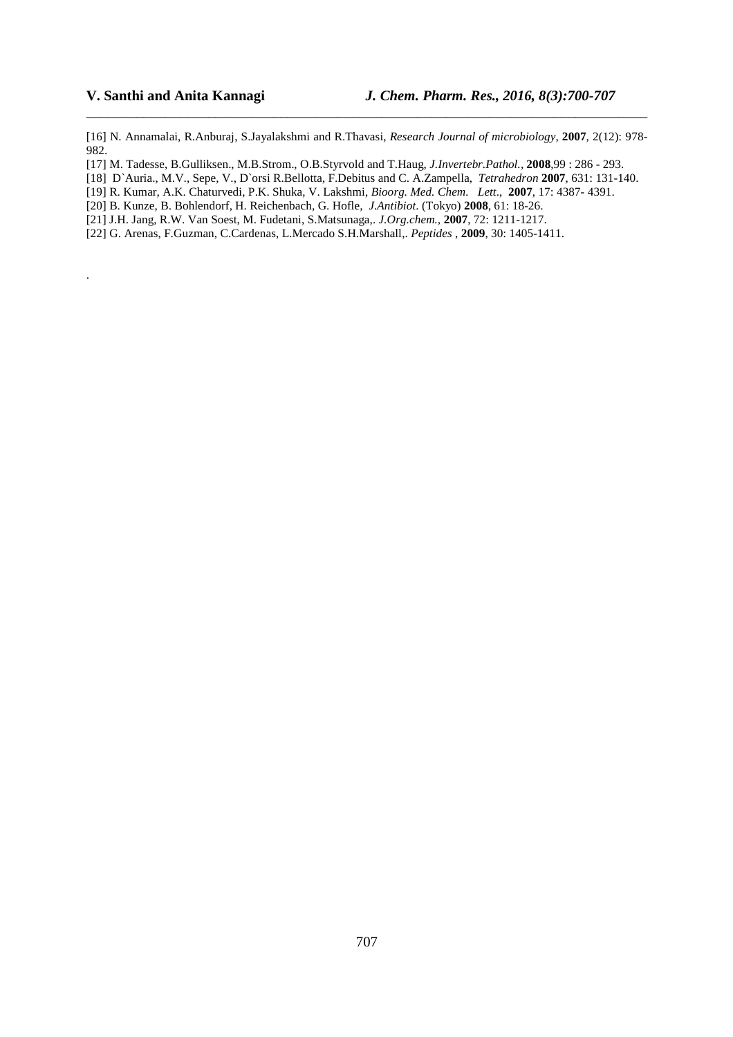[16] N. Annamalai, R.Anburaj, S.Jayalakshmi and R.Thavasi, *Research Journal of microbiology*, **2007**, 2(12): 978-982.

[17] M. Tadesse, B.Gulliksen., M.B.Strom., O.B.Styrvold and T.Haug, *J.Invertebr.Pathol.*, **2008**,99 : 286 - 293.

[18] D`Auria., M.V., Sepe, V., D`orsi R.Bellotta, F.Debitus and C. A.Zampella, *Tetrahedron* **2007**, 631: 131-140.

[19] R. Kumar, A.K. Chaturvedi, P.K. Shuka, V. Lakshmi, *Bioorg. Med. Chem. Lett*., **2007**, 17: 4387- 4391.

[20] B. Kunze, B. Bohlendorf, H. Reichenbach, G. Hofle, *J.Antibiot.* (Tokyo) **2008**, 61: 18-26.

[21] J.H. Jang, R.W. Van Soest, M. Fudetani, S.Matsunaga,. *J.Org.chem.*, **2007**, 72: 1211-1217.

[22] G. Arenas, F.Guzman, C.Cardenas, L.Mercado S.H.Marshall,. *Peptides* , **2009**, 30: 1405-1411.

.